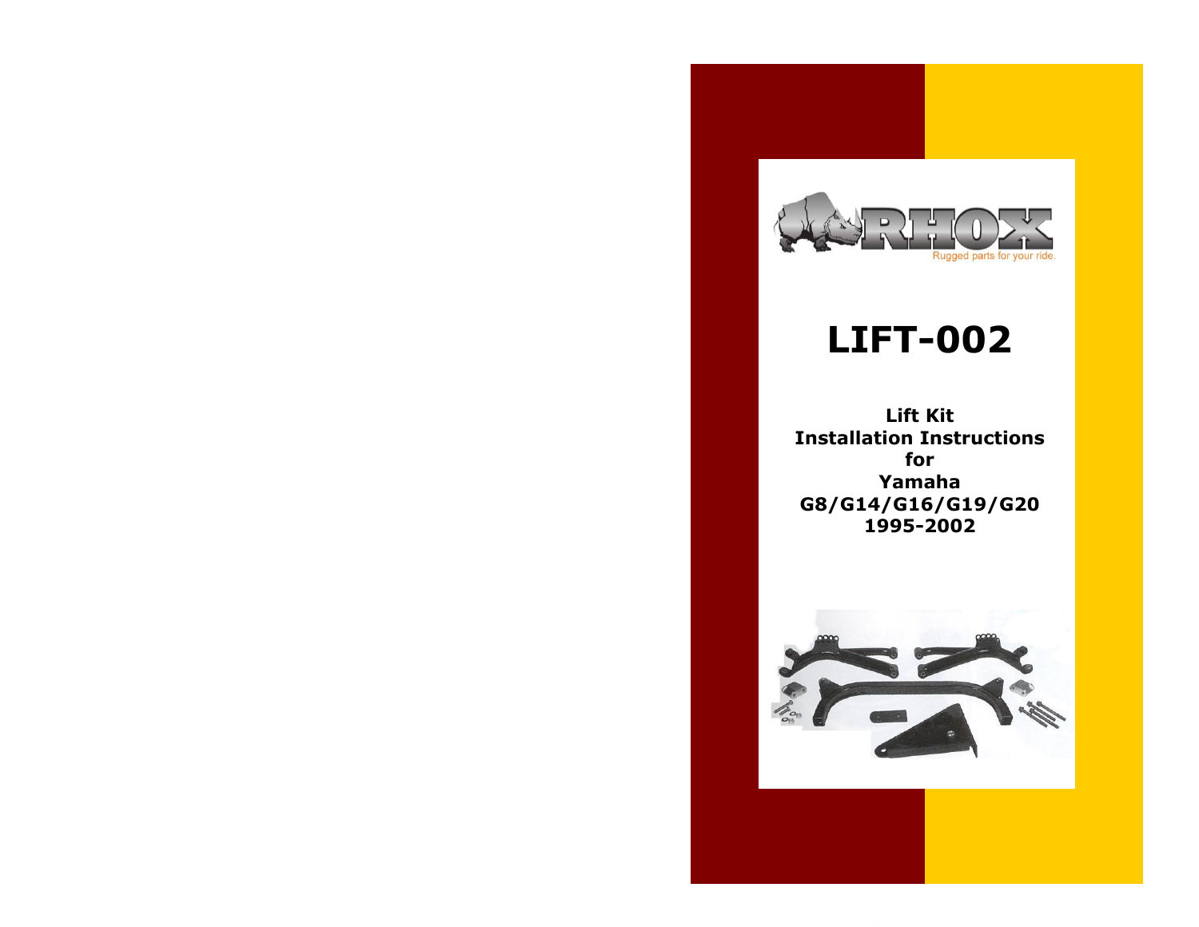RHOX

Rugged parts for your ride.

# LIFT-002

**Lift Kit**
**Installation Instructions**
**for**
**Yamaha**
**G8/G14/G16/G19/G20**
**1995-2002**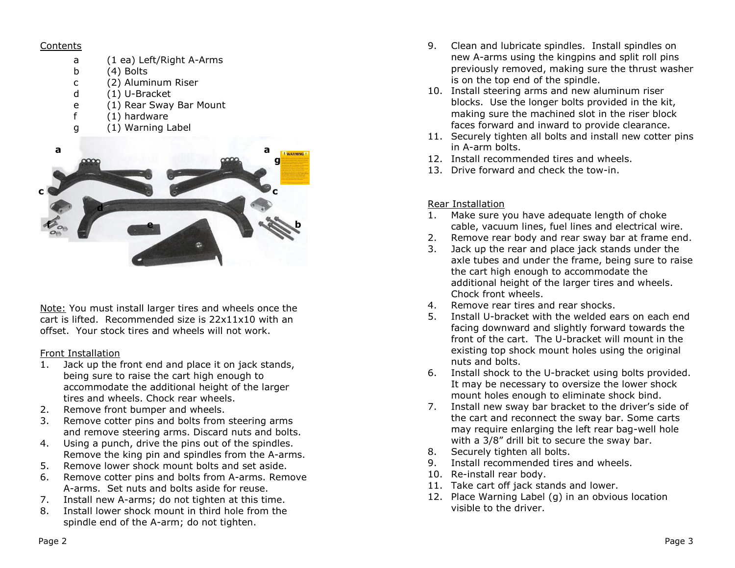Contents

| | |
|---|---|
| a | (1 ea) Left/Right A-Arms |
| b | (4) Bolts |
| c | (2) Aluminum Riser |
| d | (1) U-Bracket |
| e | (1) Rear Sway Bar Mount |
| f | (1) hardware |
| g | (1) Warning Label |

Note: You must install larger tires and wheels once the cart is lifted. Recommended size is 22x11x10 with an offset. Your stock tires and wheels will not work.

Front Installation

1. Jack up the front end and place it on jack stands, being sure to raise the cart high enough to accommodate the additional height of the larger tires and wheels. Chock rear wheels.
2. Remove front bumper and wheels.
3. Remove cotter pins and bolts from steering arms and remove steering arms. Discard nuts and bolts.
4. Using a punch, drive the pins out of the spindles. Remove the king pin and spindles from the A-arms.
5. Remove lower shock mount bolts and set aside.
6. Remove cotter pins and bolts from A-arms. Remove A-arms. Set nuts and bolts aside for reuse.
7. Install new A-arms; do not tighten at this time.
8. Install lower shock mount in third hole from the spindle end of the A-arm; do not tighten.
9. Clean and lubricate spindles. Install spindles on new A-arms using the kingpins and split roll pins previously removed, making sure the thrust washer is on the top end of the spindle.
10. Install steering arms and new aluminum riser blocks. Use the longer bolts provided in the kit, making sure the machined slot in the riser block faces forward and inward to provide clearance.
11. Securely tighten all bolts and install new cotter pins in A-arm bolts.
12. Install recommended tires and wheels.
13. Drive forward and check the tow-in.

Rear Installation

1. Make sure you have adequate length of choke cable, vacuum lines, fuel lines and electrical wire.
2. Remove rear body and rear sway bar at frame end.
3. Jack up the rear and place jack stands under the axle tubes and under the frame, being sure to raise the cart high enough to accommodate the additional height of the larger tires and wheels. Chock front wheels.
4. Remove rear tires and rear shocks.
5. Install U-bracket with the welded ears on each end facing downward and slightly forward towards the front of the cart. The U-bracket will mount in the existing top shock mount holes using the original nuts and bolts.
6. Install shock to the U-bracket using bolts provided. It may be necessary to oversize the lower shock mount holes enough to eliminate shock bind.
7. Install new sway bar bracket to the driver's side of the cart and reconnect the sway bar. Some carts may require enlarging the left rear bag-well hole with a 3/8" drill bit to secure the sway bar.
8. Securely tighten all bolts.
9. Install recommended tires and wheels.
10. Re-install rear body.
11. Take cart off jack stands and lower.
12. Place Warning Label (g) in an obvious location visible to the driver.